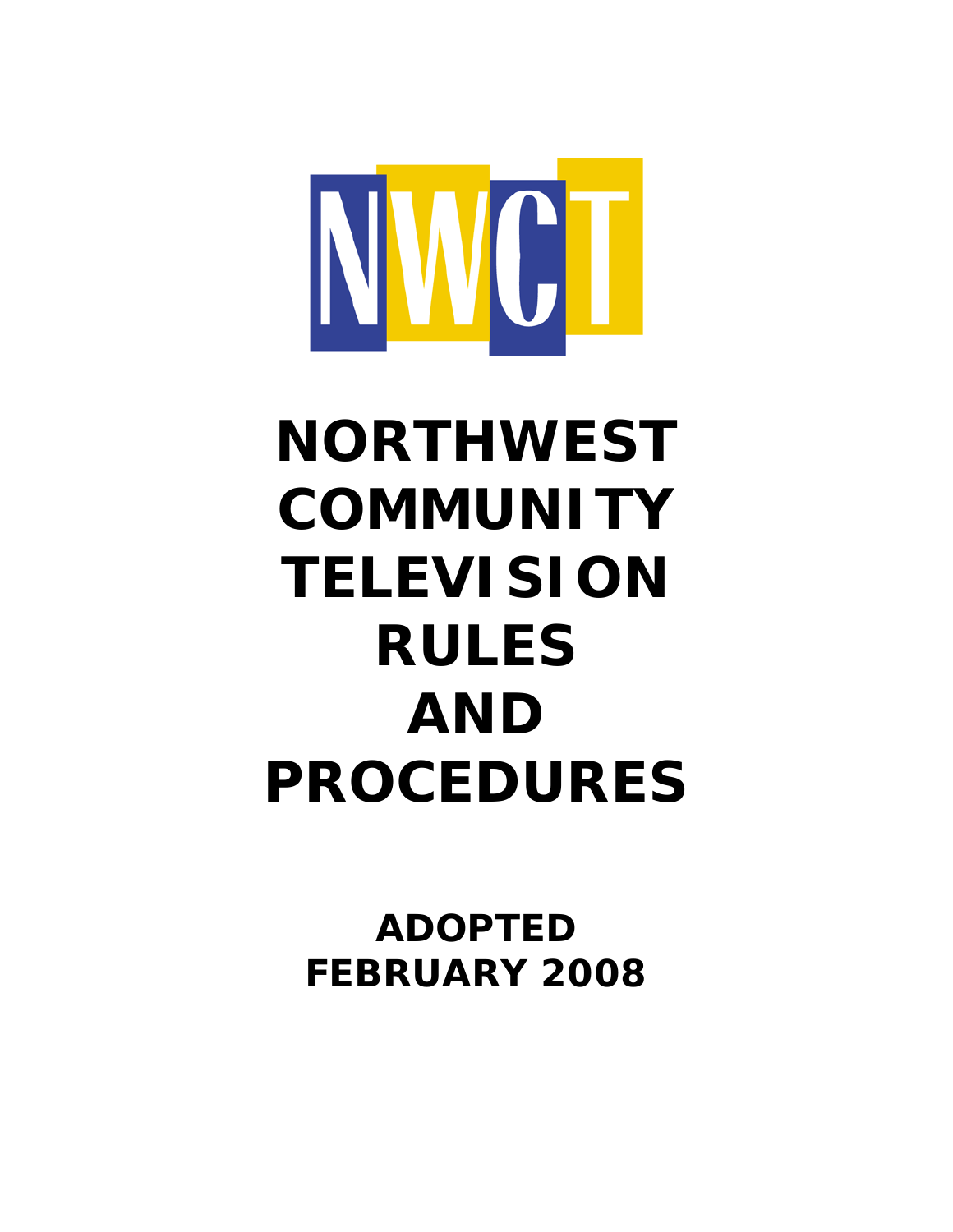NWCT

# NORTHWEST COMMUNITY TELEVISION RULES AND PROCEDURES

**ADOPTED FEBRUARY 2008**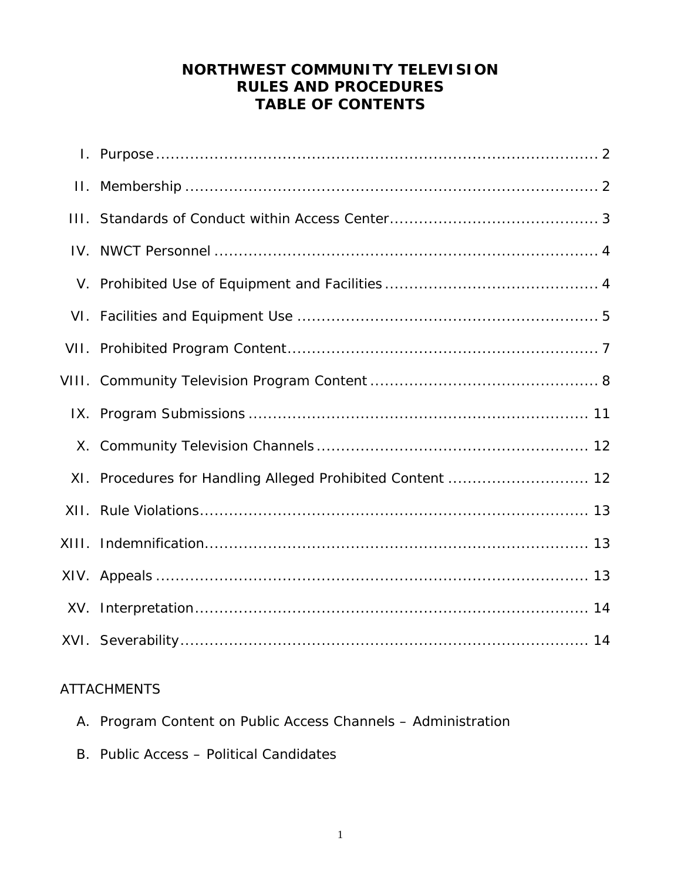# NORTHWEST COMMUNITY TELEVISION RULES AND PROCEDURES TABLE OF CONTENTS

| | | |
|---|---|---|
| I. | Purpose | 2 |
| II. | Membership | 2 |
| III. | Standards of Conduct within Access Center | 3 |
| IV. | NWCT Personnel | 4 |
| V. | Prohibited Use of Equipment and Facilities | 4 |
| VI. | Facilities and Equipment Use | 5 |
| VII. | Prohibited Program Content | 7 |
| VIII. | Community Television Program Content | 8 |
| IX. | Program Submissions | 11 |
| X. | Community Television Channels | 12 |
| XI. | Procedures for Handling Alleged Prohibited Content | 12 |
| XII. | Rule Violations | 13 |
| XIII. | Indemnification | 13 |
| XIV. | Appeals | 13 |
| XV. | Interpretation | 14 |
| XVI. | Severability | 14 |

ATTACHMENTS

A. Program Content on Public Access Channels – Administration

B. Public Access – Political Candidates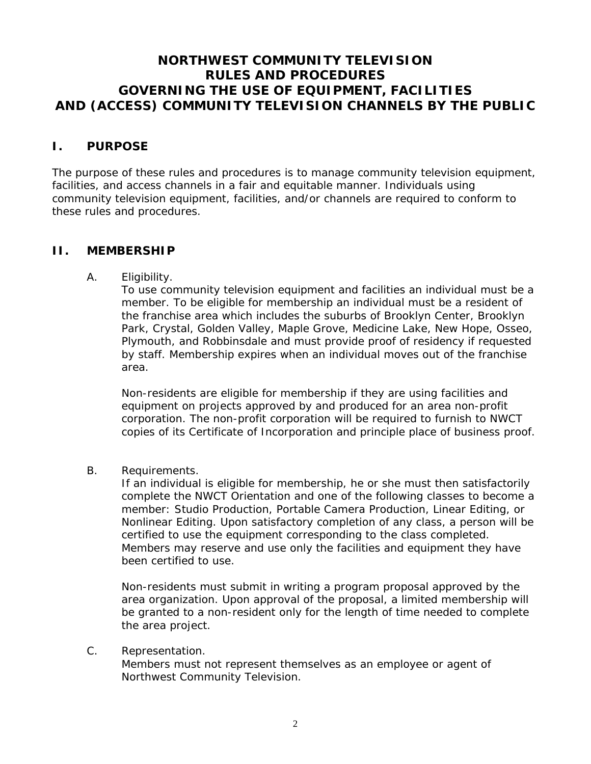# NORTHWEST COMMUNITY TELEVISION RULES AND PROCEDURES GOVERNING THE USE OF EQUIPMENT, FACILITIES AND (ACCESS) COMMUNITY TELEVISION CHANNELS BY THE PUBLIC

## I. PURPOSE

The purpose of these rules and procedures is to manage community television equipment, facilities, and access channels in a fair and equitable manner. Individuals using community television equipment, facilities, and/or channels are required to conform to these rules and procedures.

## II. MEMBERSHIP

A. Eligibility.

To use community television equipment and facilities an individual must be a member. To be eligible for membership an individual must be a resident of the franchise area which includes the suburbs of Brooklyn Center, Brooklyn Park, Crystal, Golden Valley, Maple Grove, Medicine Lake, New Hope, Osseo, Plymouth, and Robbinsdale and must provide proof of residency if requested by staff. Membership expires when an individual moves out of the franchise area.

Non-residents are eligible for membership if they are using facilities and equipment on projects approved by and produced for an area non-profit corporation. The non-profit corporation will be required to furnish to NWCT copies of its Certificate of Incorporation and principle place of business proof.

B. Requirements.

If an individual is eligible for membership, he or she must then satisfactorily complete the NWCT Orientation and one of the following classes to become a member: Studio Production, Portable Camera Production, Linear Editing, or Nonlinear Editing. Upon satisfactory completion of any class, a person will be certified to use the equipment corresponding to the class completed. Members may reserve and use only the facilities and equipment they have been certified to use.

Non-residents must submit in writing a program proposal approved by the area organization. Upon approval of the proposal, a limited membership will be granted to a non-resident only for the length of time needed to complete the area project.

C. Representation.

Members must not represent themselves as an employee or agent of Northwest Community Television.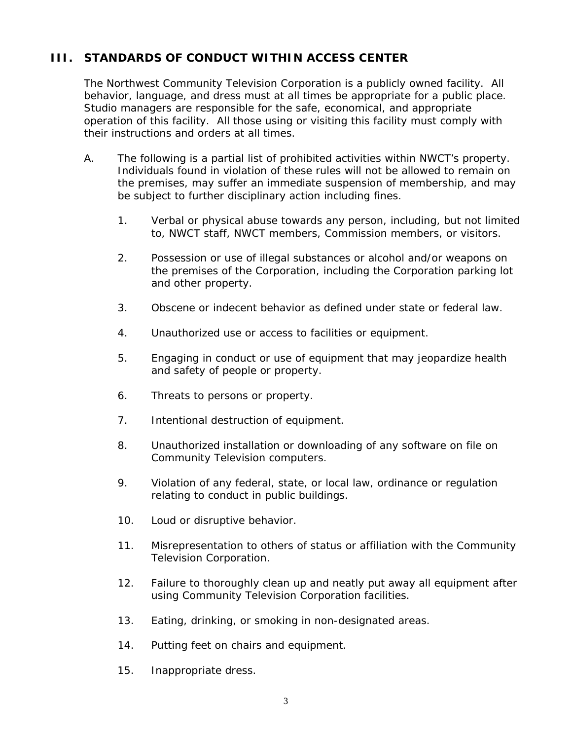## III. STANDARDS OF CONDUCT WITHIN ACCESS CENTER

The Northwest Community Television Corporation is a publicly owned facility. All behavior, language, and dress must at all times be appropriate for a public place. Studio managers are responsible for the safe, economical, and appropriate operation of this facility. All those using or visiting this facility must comply with their instructions and orders at all times.

A. The following is a partial list of prohibited activities within NWCT's property. Individuals found in violation of these rules will not be allowed to remain on the premises, may suffer an immediate suspension of membership, and may be subject to further disciplinary action including fines.

   1. Verbal or physical abuse towards any person, including, but not limited to, NWCT staff, NWCT members, Commission members, or visitors.

   2. Possession or use of illegal substances or alcohol and/or weapons on the premises of the Corporation, including the Corporation parking lot and other property.

   3. Obscene or indecent behavior as defined under state or federal law.

   4. Unauthorized use or access to facilities or equipment.

   5. Engaging in conduct or use of equipment that may jeopardize health and safety of people or property.

   6. Threats to persons or property.

   7. Intentional destruction of equipment.

   8. Unauthorized installation or downloading of any software on file on Community Television computers.

   9. Violation of any federal, state, or local law, ordinance or regulation relating to conduct in public buildings.

   10. Loud or disruptive behavior.

   11. Misrepresentation to others of status or affiliation with the Community Television Corporation.

   12. Failure to thoroughly clean up and neatly put away all equipment after using Community Television Corporation facilities.

   13. Eating, drinking, or smoking in non-designated areas.

   14. Putting feet on chairs and equipment.

   15. Inappropriate dress.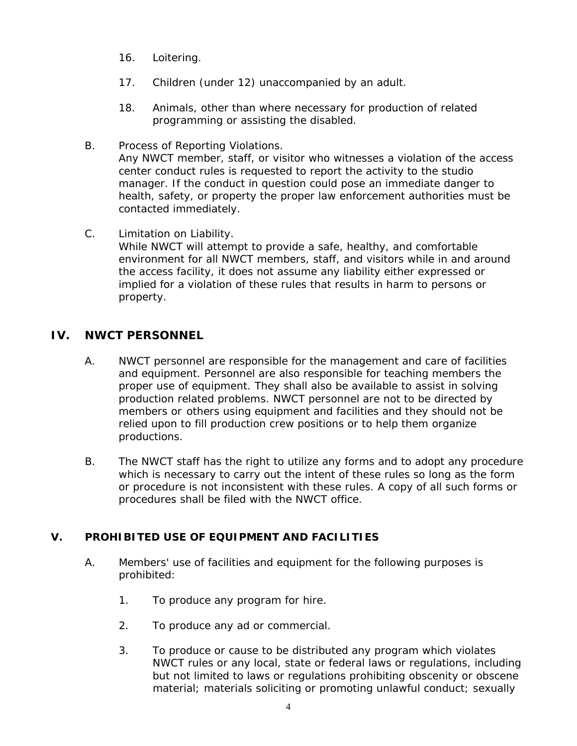16. Loitering.

17. Children (under 12) unaccompanied by an adult.

18. Animals, other than where necessary for production of related programming or assisting the disabled.

B. Process of Reporting Violations.
Any NWCT member, staff, or visitor who witnesses a violation of the access center conduct rules is requested to report the activity to the studio manager. If the conduct in question could pose an immediate danger to health, safety, or property the proper law enforcement authorities must be contacted immediately.

C. Limitation on Liability.
While NWCT will attempt to provide a safe, healthy, and comfortable environment for all NWCT members, staff, and visitors while in and around the access facility, it does not assume any liability either expressed or implied for a violation of these rules that results in harm to persons or property.

## IV. NWCT PERSONNEL

A. NWCT personnel are responsible for the management and care of facilities and equipment. Personnel are also responsible for teaching members the proper use of equipment. They shall also be available to assist in solving production related problems. NWCT personnel are not to be directed by members or others using equipment and facilities and they should not be relied upon to fill production crew positions or to help them organize productions.

B. The NWCT staff has the right to utilize any forms and to adopt any procedure which is necessary to carry out the intent of these rules so long as the form or procedure is not inconsistent with these rules. A copy of all such forms or procedures shall be filed with the NWCT office.

## V. PROHIBITED USE OF EQUIPMENT AND FACILITIES

A. Members' use of facilities and equipment for the following purposes is prohibited:

1. To produce any program for hire.

2. To produce any ad or commercial.

3. To produce or cause to be distributed any program which violates NWCT rules or any local, state or federal laws or regulations, including but not limited to laws or regulations prohibiting obscenity or obscene material; materials soliciting or promoting unlawful conduct; sexually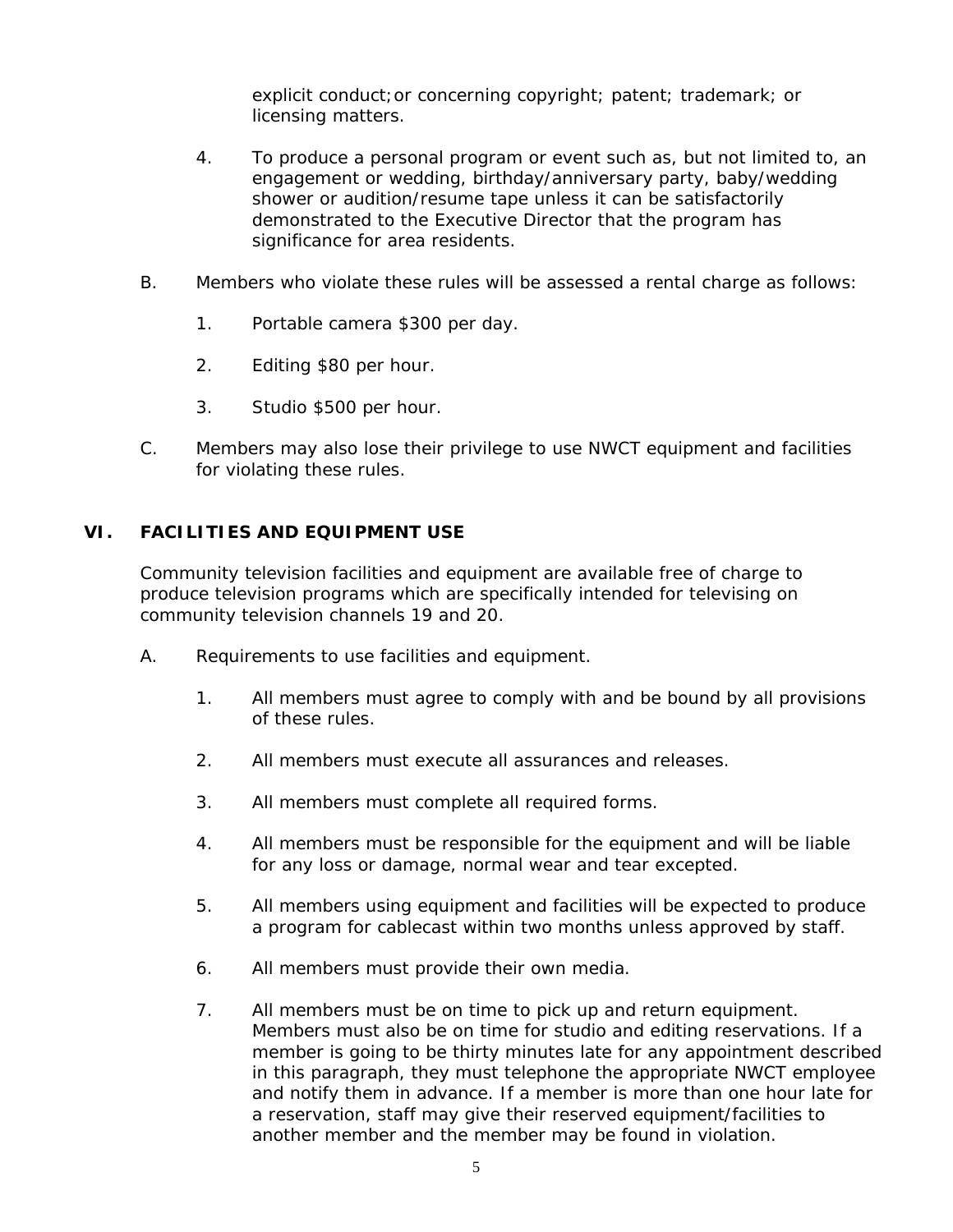explicit conduct;or concerning copyright; patent; trademark; or licensing matters.

4. To produce a personal program or event such as, but not limited to, an engagement or wedding, birthday/anniversary party, baby/wedding shower or audition/resume tape unless it can be satisfactorily demonstrated to the Executive Director that the program has significance for area residents.

B. Members who violate these rules will be assessed a rental charge as follows:

1. Portable camera $300 per day.

2. Editing $80 per hour.

3. Studio $500 per hour.

C. Members may also lose their privilege to use NWCT equipment and facilities for violating these rules.

## VI. FACILITIES AND EQUIPMENT USE

Community television facilities and equipment are available free of charge to produce television programs which are specifically intended for televising on community television channels 19 and 20.

A. Requirements to use facilities and equipment.

1. All members must agree to comply with and be bound by all provisions of these rules.

2. All members must execute all assurances and releases.

3. All members must complete all required forms.

4. All members must be responsible for the equipment and will be liable for any loss or damage, normal wear and tear excepted.

5. All members using equipment and facilities will be expected to produce a program for cablecast within two months unless approved by staff.

6. All members must provide their own media.

7. All members must be on time to pick up and return equipment. Members must also be on time for studio and editing reservations. If a member is going to be thirty minutes late for any appointment described in this paragraph, they must telephone the appropriate NWCT employee and notify them in advance. If a member is more than one hour late for a reservation, staff may give their reserved equipment/facilities to another member and the member may be found in violation.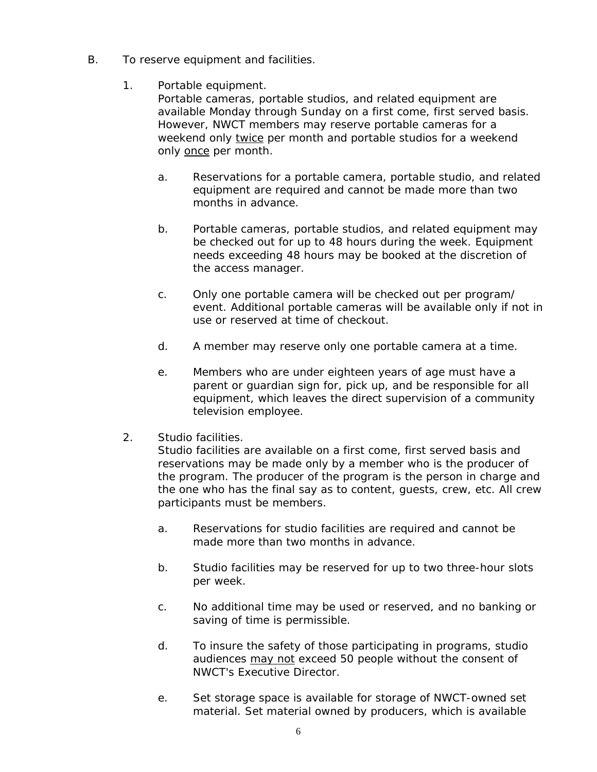B. To reserve equipment and facilities.

1. Portable equipment.
   Portable cameras, portable studios, and related equipment are available Monday through Sunday on a first come, first served basis. However, NWCT members may reserve portable cameras for a weekend only <u>twice</u> per month and portable studios for a weekend only <u>once</u> per month.

   a. Reservations for a portable camera, portable studio, and related equipment are required and cannot be made more than two months in advance.

   b. Portable cameras, portable studios, and related equipment may be checked out for up to 48 hours during the week. Equipment needs exceeding 48 hours may be booked at the discretion of the access manager.

   c. Only one portable camera will be checked out per program/ event. Additional portable cameras will be available only if not in use or reserved at time of checkout.

   d. A member may reserve only one portable camera at a time.

   e. Members who are under eighteen years of age must have a parent or guardian sign for, pick up, and be responsible for all equipment, which leaves the direct supervision of a community television employee.

2. Studio facilities.
   Studio facilities are available on a first come, first served basis and reservations may be made only by a member who is the producer of the program. The producer of the program is the person in charge and the one who has the final say as to content, guests, crew, etc. All crew participants must be members.

   a. Reservations for studio facilities are required and cannot be made more than two months in advance.

   b. Studio facilities may be reserved for up to two three-hour slots per week.

   c. No additional time may be used or reserved, and no banking or saving of time is permissible.

   d. To insure the safety of those participating in programs, studio audiences <u>may not</u> exceed 50 people without the consent of NWCT's Executive Director.

   e. Set storage space is available for storage of NWCT-owned set material. Set material owned by producers, which is available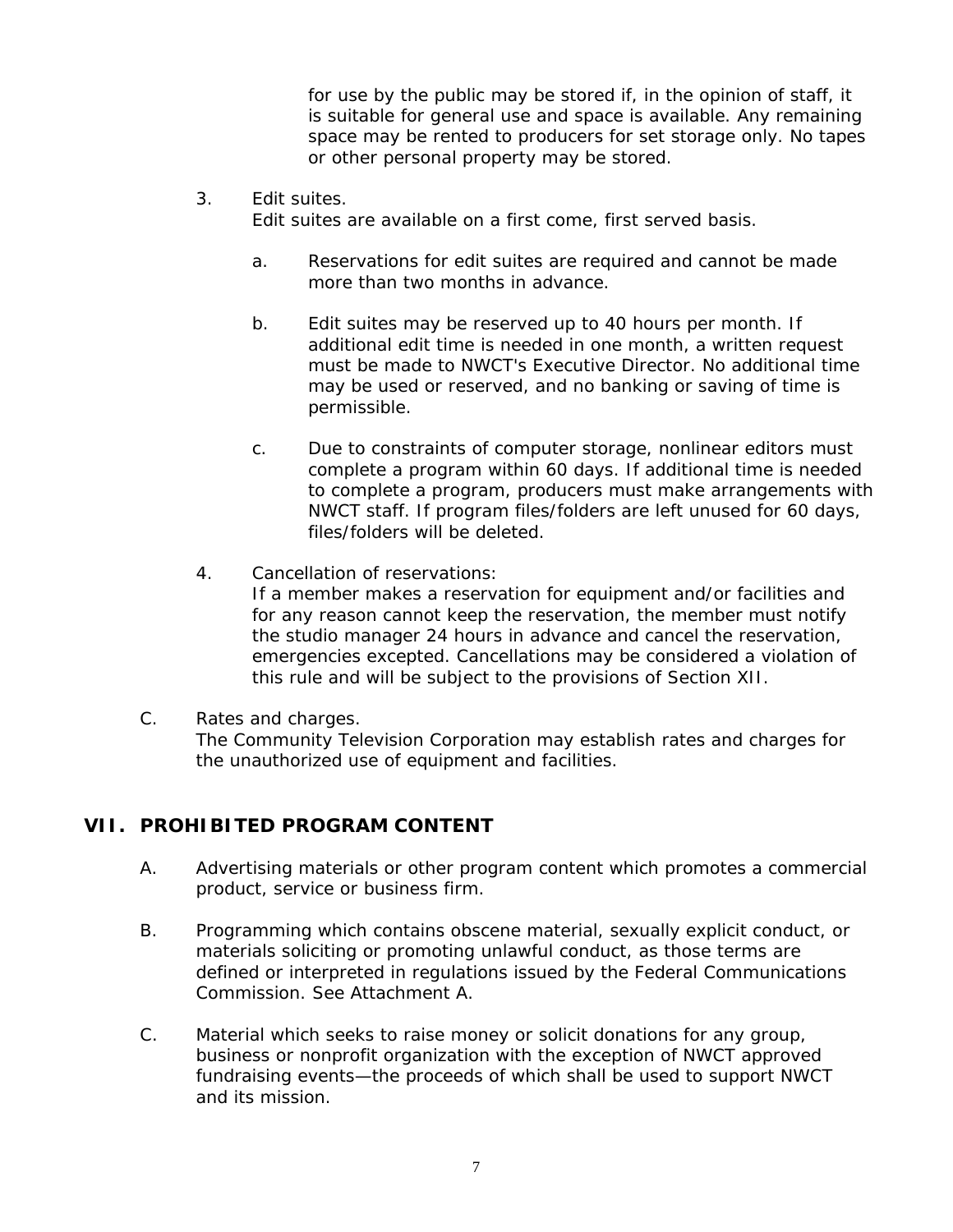for use by the public may be stored if, in the opinion of staff, it is suitable for general use and space is available. Any remaining space may be rented to producers for set storage only. No tapes or other personal property may be stored.

3. Edit suites.
   Edit suites are available on a first come, first served basis.

   a. Reservations for edit suites are required and cannot be made more than two months in advance.

   b. Edit suites may be reserved up to 40 hours per month. If additional edit time is needed in one month, a written request must be made to NWCT's Executive Director. No additional time may be used or reserved, and no banking or saving of time is permissible.

   c. Due to constraints of computer storage, nonlinear editors must complete a program within 60 days. If additional time is needed to complete a program, producers must make arrangements with NWCT staff. If program files/folders are left unused for 60 days, files/folders will be deleted.

4. Cancellation of reservations:
   If a member makes a reservation for equipment and/or facilities and for any reason cannot keep the reservation, the member must notify the studio manager 24 hours in advance and cancel the reservation, emergencies excepted. Cancellations may be considered a violation of this rule and will be subject to the provisions of Section XII.

C. Rates and charges.
   The Community Television Corporation may establish rates and charges for the unauthorized use of equipment and facilities.

## VII. PROHIBITED PROGRAM CONTENT

A. Advertising materials or other program content which promotes a commercial product, service or business firm.

B. Programming which contains obscene material, sexually explicit conduct, or materials soliciting or promoting unlawful conduct, as those terms are defined or interpreted in regulations issued by the Federal Communications Commission. See Attachment A.

C. Material which seeks to raise money or solicit donations for any group, business or nonprofit organization with the exception of NWCT approved fundraising events—the proceeds of which shall be used to support NWCT and its mission.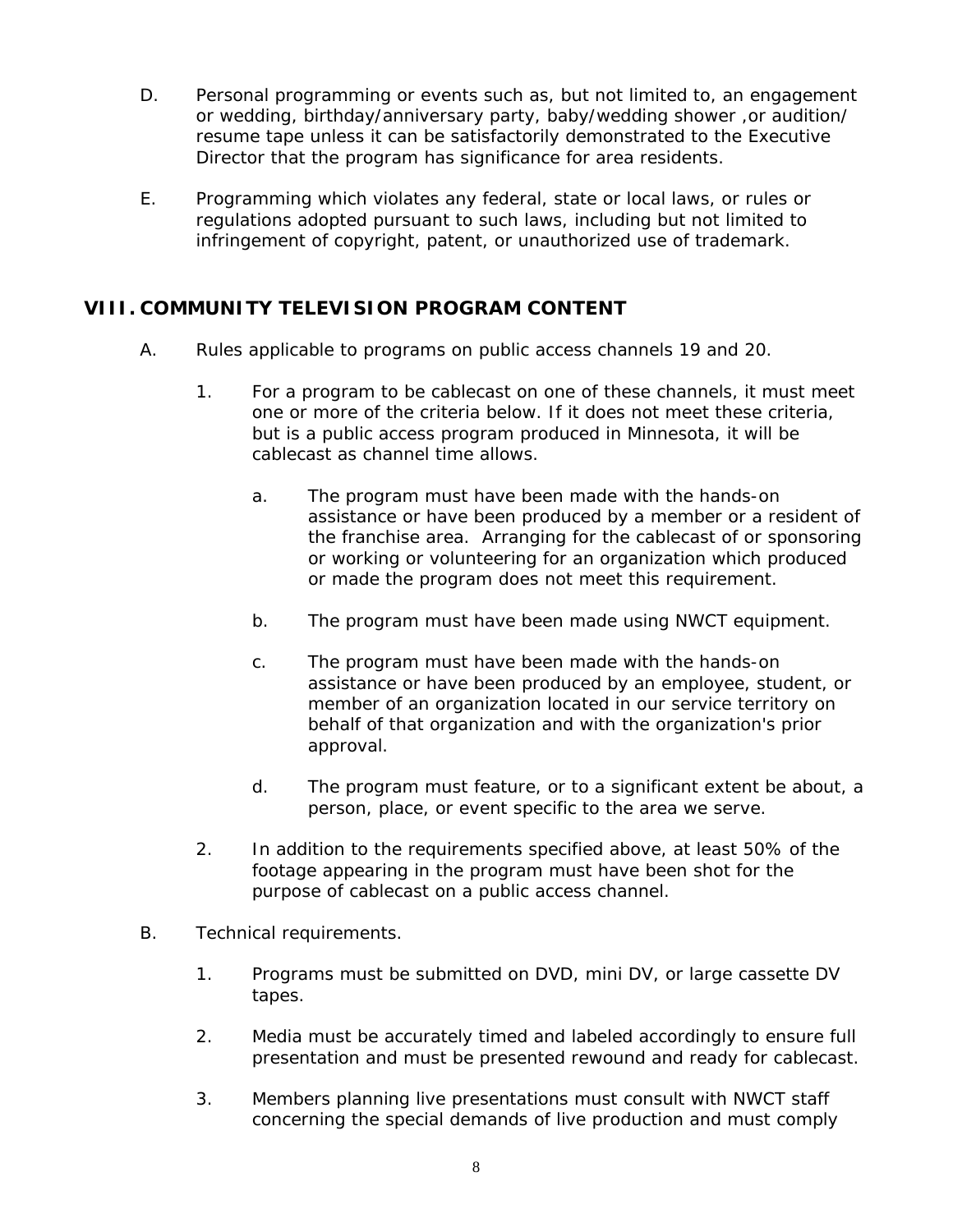D. Personal programming or events such as, but not limited to, an engagement or wedding, birthday/anniversary party, baby/wedding shower ,or audition/ resume tape unless it can be satisfactorily demonstrated to the Executive Director that the program has significance for area residents.

E. Programming which violates any federal, state or local laws, or rules or regulations adopted pursuant to such laws, including but not limited to infringement of copyright, patent, or unauthorized use of trademark.

## VIII. COMMUNITY TELEVISION PROGRAM CONTENT

A. Rules applicable to programs on public access channels 19 and 20.

1. For a program to be cablecast on one of these channels, it must meet one or more of the criteria below. If it does not meet these criteria, but is a public access program produced in Minnesota, it will be cablecast as channel time allows.

   a. The program must have been made with the hands-on assistance or have been produced by a member or a resident of the franchise area. Arranging for the cablecast of or sponsoring or working or volunteering for an organization which produced or made the program does not meet this requirement.

   b. The program must have been made using NWCT equipment.

   c. The program must have been made with the hands-on assistance or have been produced by an employee, student, or member of an organization located in our service territory on behalf of that organization and with the organization's prior approval.

   d. The program must feature, or to a significant extent be about, a person, place, or event specific to the area we serve.

2. In addition to the requirements specified above, at least 50% of the footage appearing in the program must have been shot for the purpose of cablecast on a public access channel.

B. Technical requirements.

1. Programs must be submitted on DVD, mini DV, or large cassette DV tapes.

2. Media must be accurately timed and labeled accordingly to ensure full presentation and must be presented rewound and ready for cablecast.

3. Members planning live presentations must consult with NWCT staff concerning the special demands of live production and must comply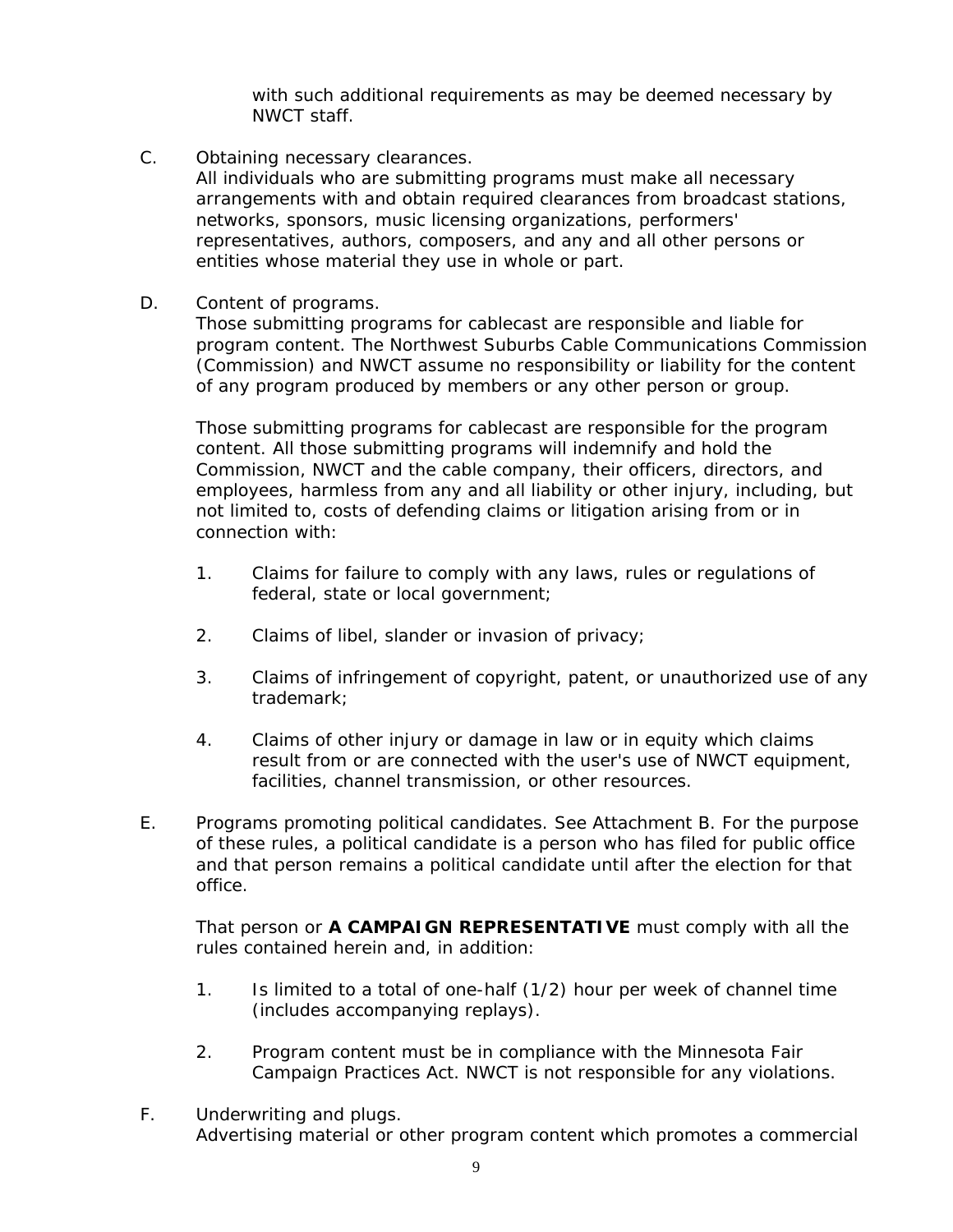with such additional requirements as may be deemed necessary by NWCT staff.

C. Obtaining necessary clearances.
All individuals who are submitting programs must make all necessary arrangements with and obtain required clearances from broadcast stations, networks, sponsors, music licensing organizations, performers' representatives, authors, composers, and any and all other persons or entities whose material they use in whole or part.

D. Content of programs.
Those submitting programs for cablecast are responsible and liable for program content. The Northwest Suburbs Cable Communications Commission (Commission) and NWCT assume no responsibility or liability for the content of any program produced by members or any other person or group.

Those submitting programs for cablecast are responsible for the program content. All those submitting programs will indemnify and hold the Commission, NWCT and the cable company, their officers, directors, and employees, harmless from any and all liability or other injury, including, but not limited to, costs of defending claims or litigation arising from or in connection with:

1. Claims for failure to comply with any laws, rules or regulations of federal, state or local government;

2. Claims of libel, slander or invasion of privacy;

3. Claims of infringement of copyright, patent, or unauthorized use of any trademark;

4. Claims of other injury or damage in law or in equity which claims result from or are connected with the user's use of NWCT equipment, facilities, channel transmission, or other resources.

E. Programs promoting political candidates. See Attachment B. For the purpose of these rules, a political candidate is a person who has filed for public office and that person remains a political candidate until after the election for that office.

That person or **A CAMPAIGN REPRESENTATIVE** must comply with all the rules contained herein and, in addition:

1. Is limited to a total of one-half (1/2) hour per week of channel time (includes accompanying replays).

2. Program content must be in compliance with the Minnesota Fair Campaign Practices Act. NWCT is not responsible for any violations.

F. Underwriting and plugs.
Advertising material or other program content which promotes a commercial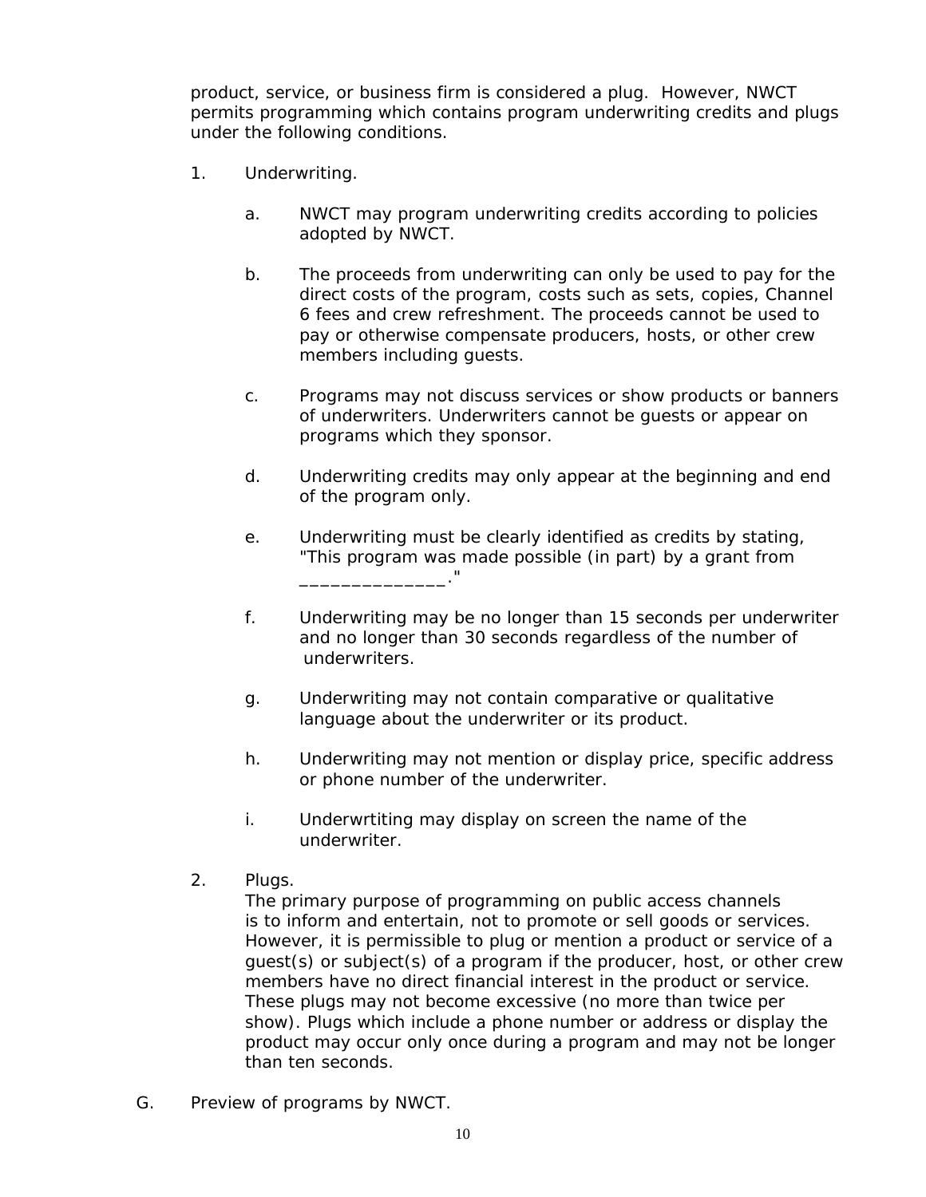product, service, or business firm is considered a plug. However, NWCT permits programming which contains program underwriting credits and plugs under the following conditions.

1. Underwriting.

   a. NWCT may program underwriting credits according to policies adopted by NWCT.

   b. The proceeds from underwriting can only be used to pay for the direct costs of the program, costs such as sets, copies, Channel 6 fees and crew refreshment. The proceeds cannot be used to pay or otherwise compensate producers, hosts, or other crew members including guests.

   c. Programs may not discuss services or show products or banners of underwriters. Underwriters cannot be guests or appear on programs which they sponsor.

   d. Underwriting credits may only appear at the beginning and end of the program only.

   e. Underwriting must be clearly identified as credits by stating, "This program was made possible (in part) by a grant from ______________."

   f. Underwriting may be no longer than 15 seconds per underwriter and no longer than 30 seconds regardless of the number of underwriters.

   g. Underwriting may not contain comparative or qualitative language about the underwriter or its product.

   h. Underwriting may not mention or display price, specific address or phone number of the underwriter.

   i. Underwrtiting may display on screen the name of the underwriter.

2. Plugs.
   The primary purpose of programming on public access channels is to inform and entertain, not to promote or sell goods or services. However, it is permissible to plug or mention a product or service of a guest(s) or subject(s) of a program if the producer, host, or other crew members have no direct financial interest in the product or service. These plugs may not become excessive (no more than twice per show). Plugs which include a phone number or address or display the product may occur only once during a program and may not be longer than ten seconds.

G. Preview of programs by NWCT.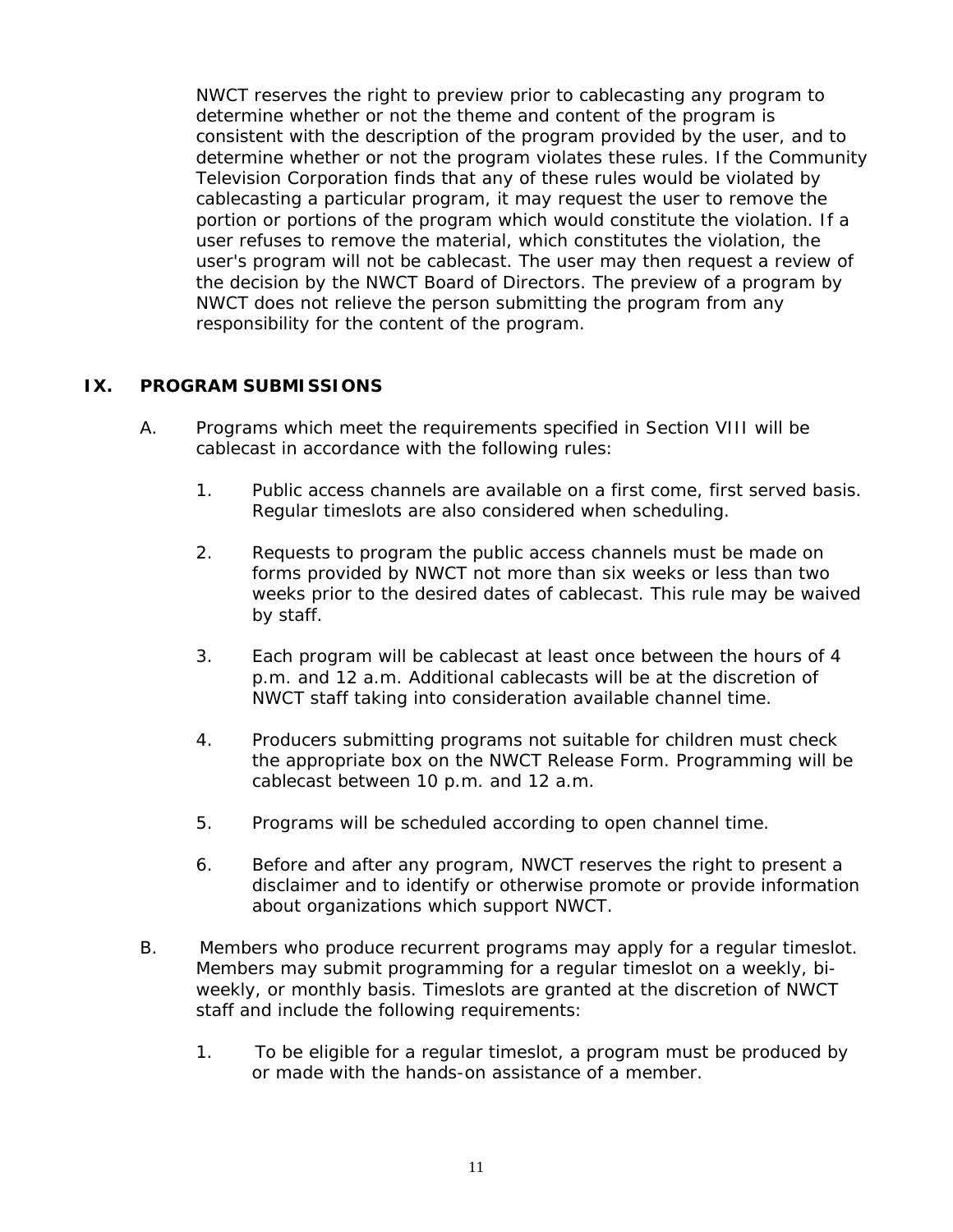NWCT reserves the right to preview prior to cablecasting any program to determine whether or not the theme and content of the program is consistent with the description of the program provided by the user, and to determine whether or not the program violates these rules. If the Community Television Corporation finds that any of these rules would be violated by cablecasting a particular program, it may request the user to remove the portion or portions of the program which would constitute the violation. If a user refuses to remove the material, which constitutes the violation, the user's program will not be cablecast. The user may then request a review of the decision by the NWCT Board of Directors. The preview of a program by NWCT does not relieve the person submitting the program from any responsibility for the content of the program.

## IX. PROGRAM SUBMISSIONS

A. Programs which meet the requirements specified in Section VIII will be cablecast in accordance with the following rules:

1. Public access channels are available on a first come, first served basis. Regular timeslots are also considered when scheduling.

2. Requests to program the public access channels must be made on forms provided by NWCT not more than six weeks or less than two weeks prior to the desired dates of cablecast. This rule may be waived by staff.

3. Each program will be cablecast at least once between the hours of 4 p.m. and 12 a.m. Additional cablecasts will be at the discretion of NWCT staff taking into consideration available channel time.

4. Producers submitting programs not suitable for children must check the appropriate box on the NWCT Release Form. Programming will be cablecast between 10 p.m. and 12 a.m.

5. Programs will be scheduled according to open channel time.

6. Before and after any program, NWCT reserves the right to present a disclaimer and to identify or otherwise promote or provide information about organizations which support NWCT.

B. Members who produce recurrent programs may apply for a regular timeslot. Members may submit programming for a regular timeslot on a weekly, bi-weekly, or monthly basis. Timeslots are granted at the discretion of NWCT staff and include the following requirements:

1. To be eligible for a regular timeslot, a program must be produced by or made with the hands-on assistance of a member.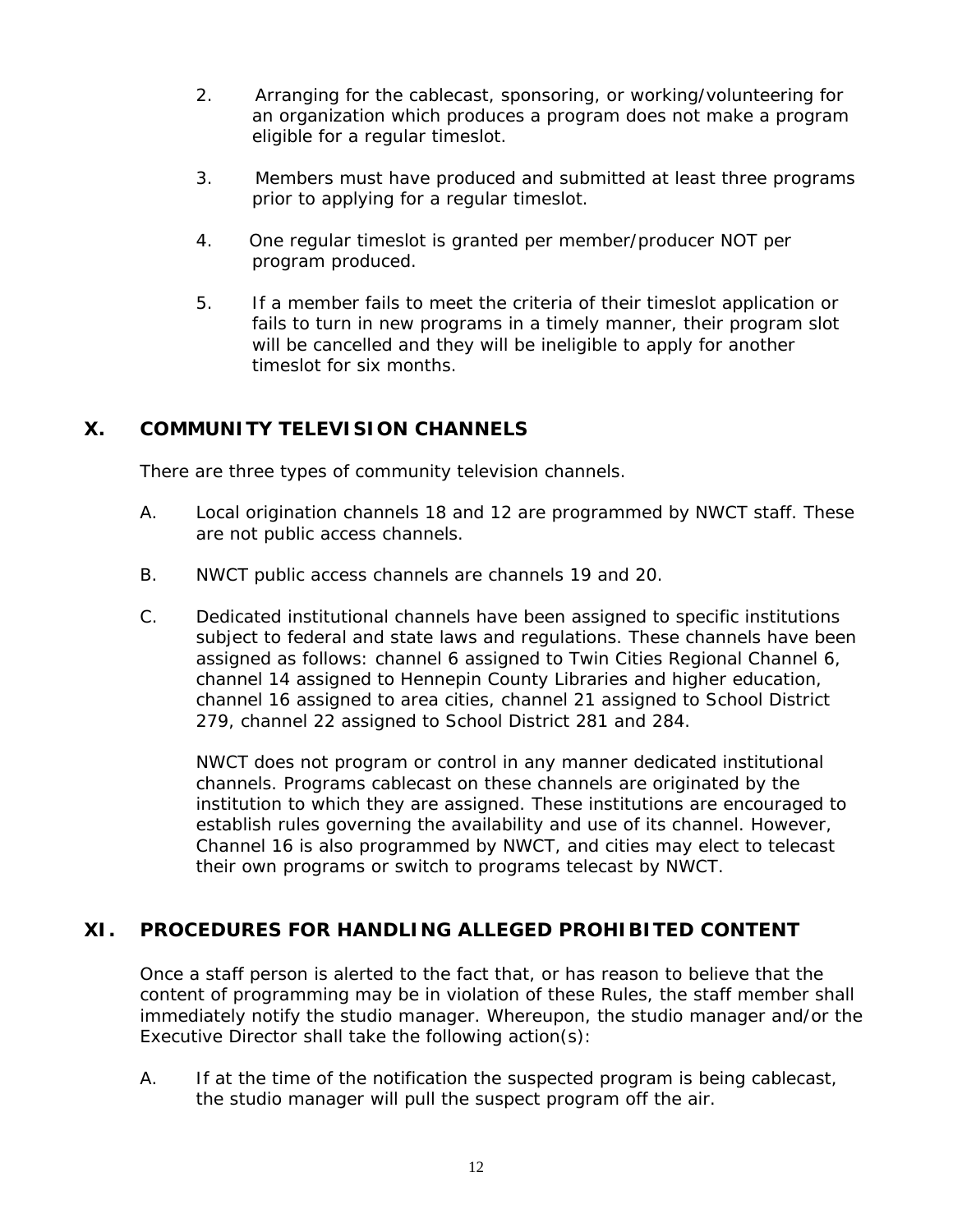2. Arranging for the cablecast, sponsoring, or working/volunteering for an organization which produces a program does not make a program eligible for a regular timeslot.

3. Members must have produced and submitted at least three programs prior to applying for a regular timeslot.

4. One regular timeslot is granted per member/producer NOT per program produced.

5. If a member fails to meet the criteria of their timeslot application or fails to turn in new programs in a timely manner, their program slot will be cancelled and they will be ineligible to apply for another timeslot for six months.

## X. COMMUNITY TELEVISION CHANNELS

There are three types of community television channels.

A. Local origination channels 18 and 12 are programmed by NWCT staff. These are not public access channels.

B. NWCT public access channels are channels 19 and 20.

C. Dedicated institutional channels have been assigned to specific institutions subject to federal and state laws and regulations. These channels have been assigned as follows: channel 6 assigned to Twin Cities Regional Channel 6, channel 14 assigned to Hennepin County Libraries and higher education, channel 16 assigned to area cities, channel 21 assigned to School District 279, channel 22 assigned to School District 281 and 284.

   NWCT does not program or control in any manner dedicated institutional channels. Programs cablecast on these channels are originated by the institution to which they are assigned. These institutions are encouraged to establish rules governing the availability and use of its channel. However, Channel 16 is also programmed by NWCT, and cities may elect to telecast their own programs or switch to programs telecast by NWCT.

## XI. PROCEDURES FOR HANDLING ALLEGED PROHIBITED CONTENT

Once a staff person is alerted to the fact that, or has reason to believe that the content of programming may be in violation of these Rules, the staff member shall immediately notify the studio manager. Whereupon, the studio manager and/or the Executive Director shall take the following action(s):

A. If at the time of the notification the suspected program is being cablecast, the studio manager will pull the suspect program off the air.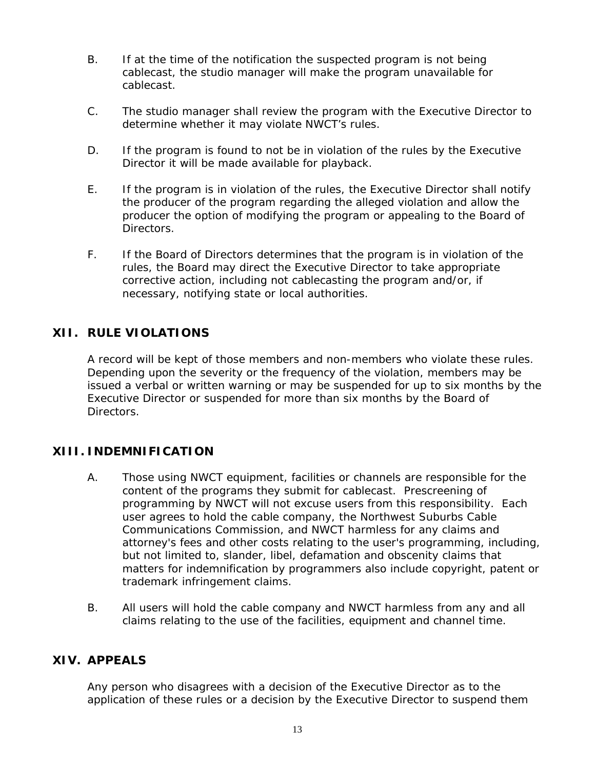B. If at the time of the notification the suspected program is not being cablecast, the studio manager will make the program unavailable for cablecast.

C. The studio manager shall review the program with the Executive Director to determine whether it may violate NWCT's rules.

D. If the program is found to not be in violation of the rules by the Executive Director it will be made available for playback.

E. If the program is in violation of the rules, the Executive Director shall notify the producer of the program regarding the alleged violation and allow the producer the option of modifying the program or appealing to the Board of Directors.

F. If the Board of Directors determines that the program is in violation of the rules, the Board may direct the Executive Director to take appropriate corrective action, including not cablecasting the program and/or, if necessary, notifying state or local authorities.

## XII. RULE VIOLATIONS

A record will be kept of those members and non-members who violate these rules. Depending upon the severity or the frequency of the violation, members may be issued a verbal or written warning or may be suspended for up to six months by the Executive Director or suspended for more than six months by the Board of Directors.

## XIII. INDEMNIFICATION

A. Those using NWCT equipment, facilities or channels are responsible for the content of the programs they submit for cablecast. Prescreening of programming by NWCT will not excuse users from this responsibility. Each user agrees to hold the cable company, the Northwest Suburbs Cable Communications Commission, and NWCT harmless for any claims and attorney's fees and other costs relating to the user's programming, including, but not limited to, slander, libel, defamation and obscenity claims that matters for indemnification by programmers also include copyright, patent or trademark infringement claims.

B. All users will hold the cable company and NWCT harmless from any and all claims relating to the use of the facilities, equipment and channel time.

## XIV. APPEALS

Any person who disagrees with a decision of the Executive Director as to the application of these rules or a decision by the Executive Director to suspend them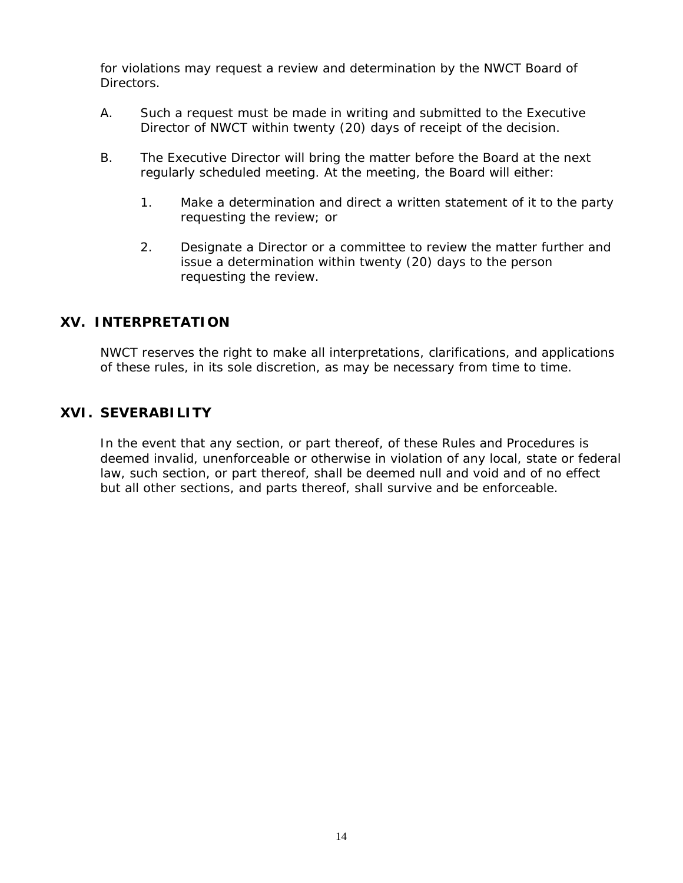for violations may request a review and determination by the NWCT Board of Directors.

A. Such a request must be made in writing and submitted to the Executive Director of NWCT within twenty (20) days of receipt of the decision.

B. The Executive Director will bring the matter before the Board at the next regularly scheduled meeting. At the meeting, the Board will either:

   1. Make a determination and direct a written statement of it to the party requesting the review; or

   2. Designate a Director or a committee to review the matter further and issue a determination within twenty (20) days to the person requesting the review.

## XV. INTERPRETATION

NWCT reserves the right to make all interpretations, clarifications, and applications of these rules, in its sole discretion, as may be necessary from time to time.

## XVI. SEVERABILITY

In the event that any section, or part thereof, of these Rules and Procedures is deemed invalid, unenforceable or otherwise in violation of any local, state or federal law, such section, or part thereof, shall be deemed null and void and of no effect but all other sections, and parts thereof, shall survive and be enforceable.